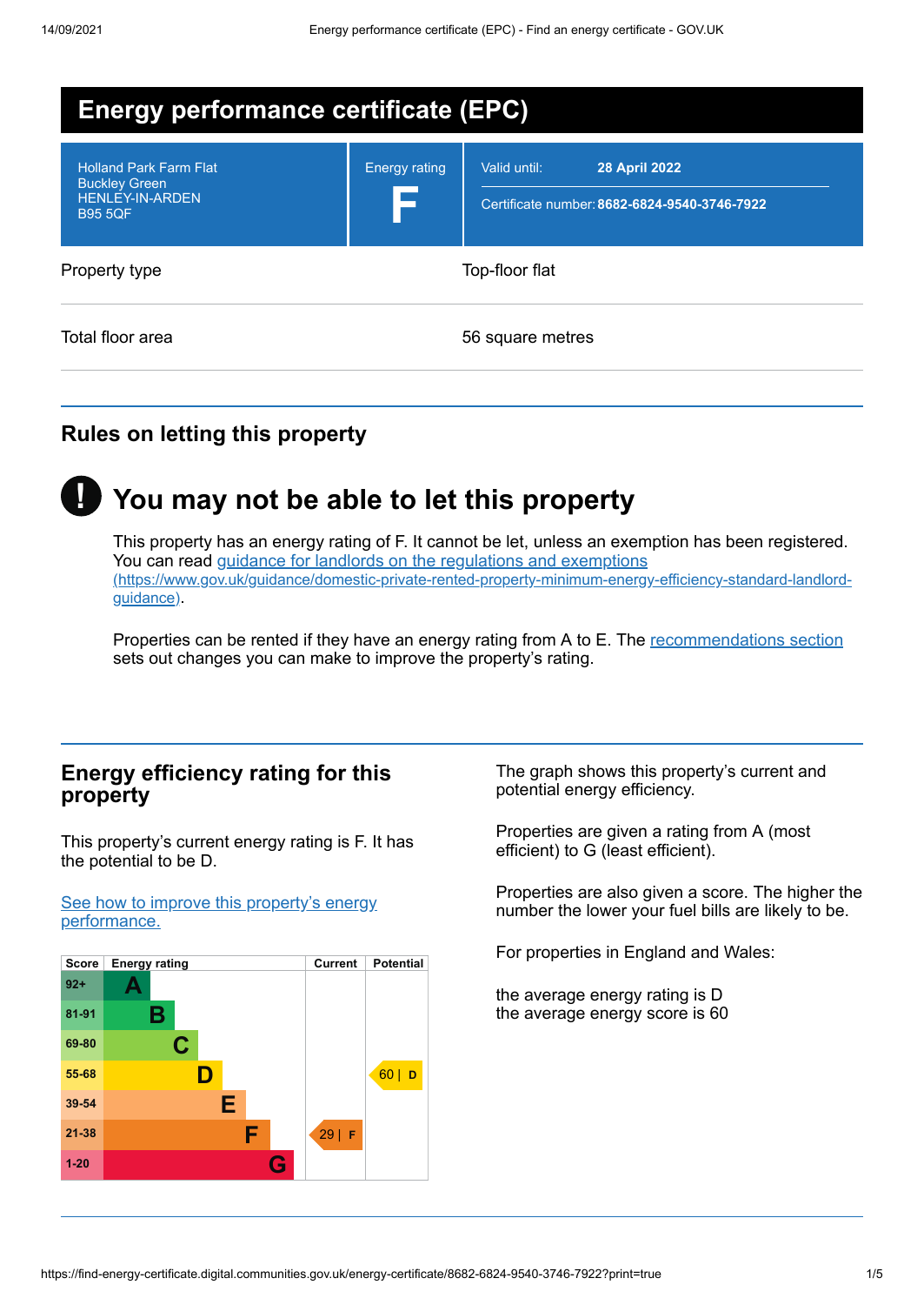# Energy performance certificate (EPC)

| | | |
|---|---|---|
| Holland Park Farm Flat<br>Buckley Green<br>HENLEY-IN-ARDEN<br>B95 5QF | Energy rating<br>**F** | Valid until: **28 April 2022**<br>Certificate number: **8682-6824-9540-3746-7922** |

| | |
|---|---|
| Property type | Top-floor flat |
| Total floor area | 56 square metres |

## Rules on letting this property

## You may not be able to let this property

This property has an energy rating of F. It cannot be let, unless an exemption has been registered. You can read [guidance for landlords on the regulations and exemptions (https://www.gov.uk/guidance/domestic-private-rented-property-minimum-energy-efficiency-standard-landlord-guidance)](https://www.gov.uk/guidance/domestic-private-rented-property-minimum-energy-efficiency-standard-landlord-guidance).

Properties can be rented if they have an energy rating from A to E. The [recommendations section](#) sets out changes you can make to improve the property's rating.

## Energy efficiency rating for this property

This property's current energy rating is F. It has the potential to be D.

[See how to improve this property's energy performance.](#)

| Score | Energy rating | Current | Potential |
|---|---|---|---|
| 92+ | A | | |
| 81-91 | B | | |
| 69-80 | C | | |
| 55-68 | D | | 60 \| D |
| 39-54 | E | | |
| 21-38 | F | 29 \| F | |
| 1-20 | G | | |

The graph shows this property's current and potential energy efficiency.

Properties are given a rating from A (most efficient) to G (least efficient).

Properties are also given a score. The higher the number the lower your fuel bills are likely to be.

For properties in England and Wales:

the average energy rating is D
the average energy score is 60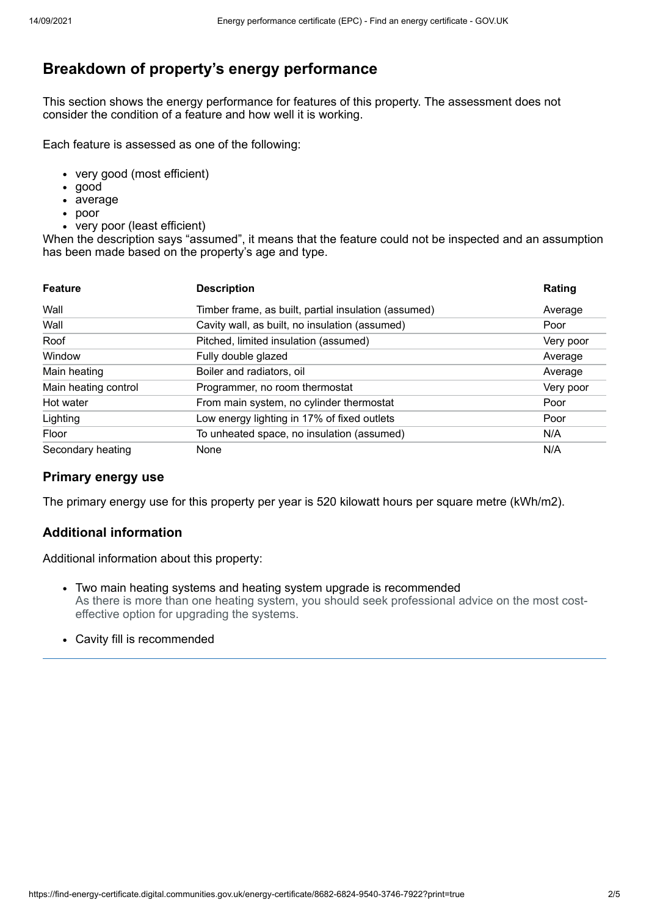## Breakdown of property's energy performance

This section shows the energy performance for features of this property. The assessment does not consider the condition of a feature and how well it is working.

Each feature is assessed as one of the following:

- very good (most efficient)
- good
- average
- poor
- very poor (least efficient)

When the description says "assumed", it means that the feature could not be inspected and an assumption has been made based on the property's age and type.

| Feature | Description | Rating |
| --- | --- | --- |
| Wall | Timber frame, as built, partial insulation (assumed) | Average |
| Wall | Cavity wall, as built, no insulation (assumed) | Poor |
| Roof | Pitched, limited insulation (assumed) | Very poor |
| Window | Fully double glazed | Average |
| Main heating | Boiler and radiators, oil | Average |
| Main heating control | Programmer, no room thermostat | Very poor |
| Hot water | From main system, no cylinder thermostat | Poor |
| Lighting | Low energy lighting in 17% of fixed outlets | Poor |
| Floor | To unheated space, no insulation (assumed) | N/A |
| Secondary heating | None | N/A |

### Primary energy use

The primary energy use for this property per year is 520 kilowatt hours per square metre (kWh/m2).

### Additional information

Additional information about this property:

- Two main heating systems and heating system upgrade is recommended
  As there is more than one heating system, you should seek professional advice on the most cost-effective option for upgrading the systems.
- Cavity fill is recommended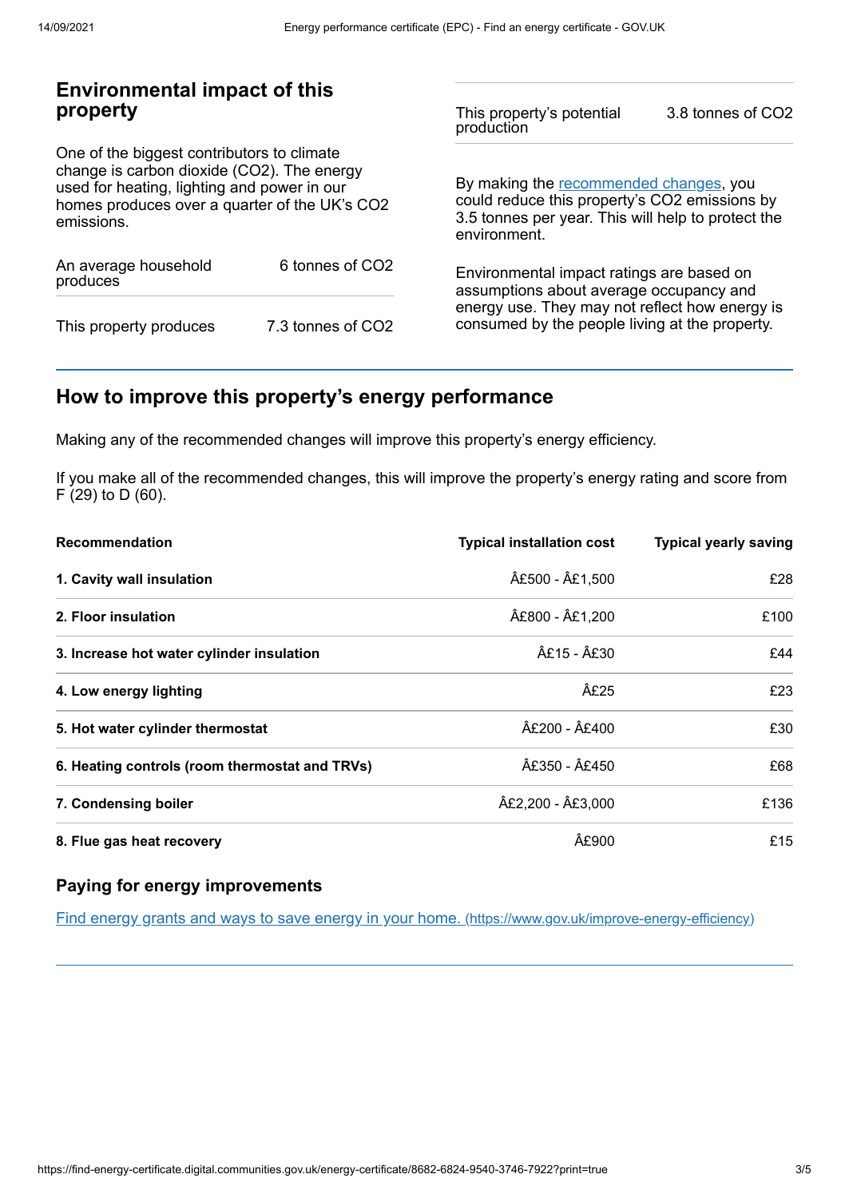## Environmental impact of this property

One of the biggest contributors to climate change is carbon dioxide ($CO_2$). The energy used for heating, lighting and power in our homes produces over a quarter of the UK's $CO_2$ emissions.

| | |
|---|---|
| An average household produces | 6 tonnes of $CO_2$ |
| This property produces | 7.3 tonnes of $CO_2$ |
| This property's potential production | 3.8 tonnes of $CO_2$ |

By making the recommended changes, you could reduce this property's $CO_2$ emissions by 3.5 tonnes per year. This will help to protect the environment.

Environmental impact ratings are based on assumptions about average occupancy and energy use. They may not reflect how energy is consumed by the people living at the property.

## How to improve this property's energy performance

Making any of the recommended changes will improve this property's energy efficiency.

If you make all of the recommended changes, this will improve the property's energy rating and score from F (29) to D (60).

| Recommendation | Typical installation cost | Typical yearly saving |
|---|---|---|
| **1. Cavity wall insulation** | Â£500 - Â£1,500 | £28 |
| **2. Floor insulation** | Â£800 - Â£1,200 | £100 |
| **3. Increase hot water cylinder insulation** | Â£15 - Â£30 | £44 |
| **4. Low energy lighting** | Â£25 | £23 |
| **5. Hot water cylinder thermostat** | Â£200 - Â£400 | £30 |
| **6. Heating controls (room thermostat and TRVs)** | Â£350 - Â£450 | £68 |
| **7. Condensing boiler** | Â£2,200 - Â£3,000 | £136 |
| **8. Flue gas heat recovery** | Â£900 | £15 |

### Paying for energy improvements

[Find energy grants and ways to save energy in your home. (https://www.gov.uk/improve-energy-efficiency)](https://www.gov.uk/improve-energy-efficiency)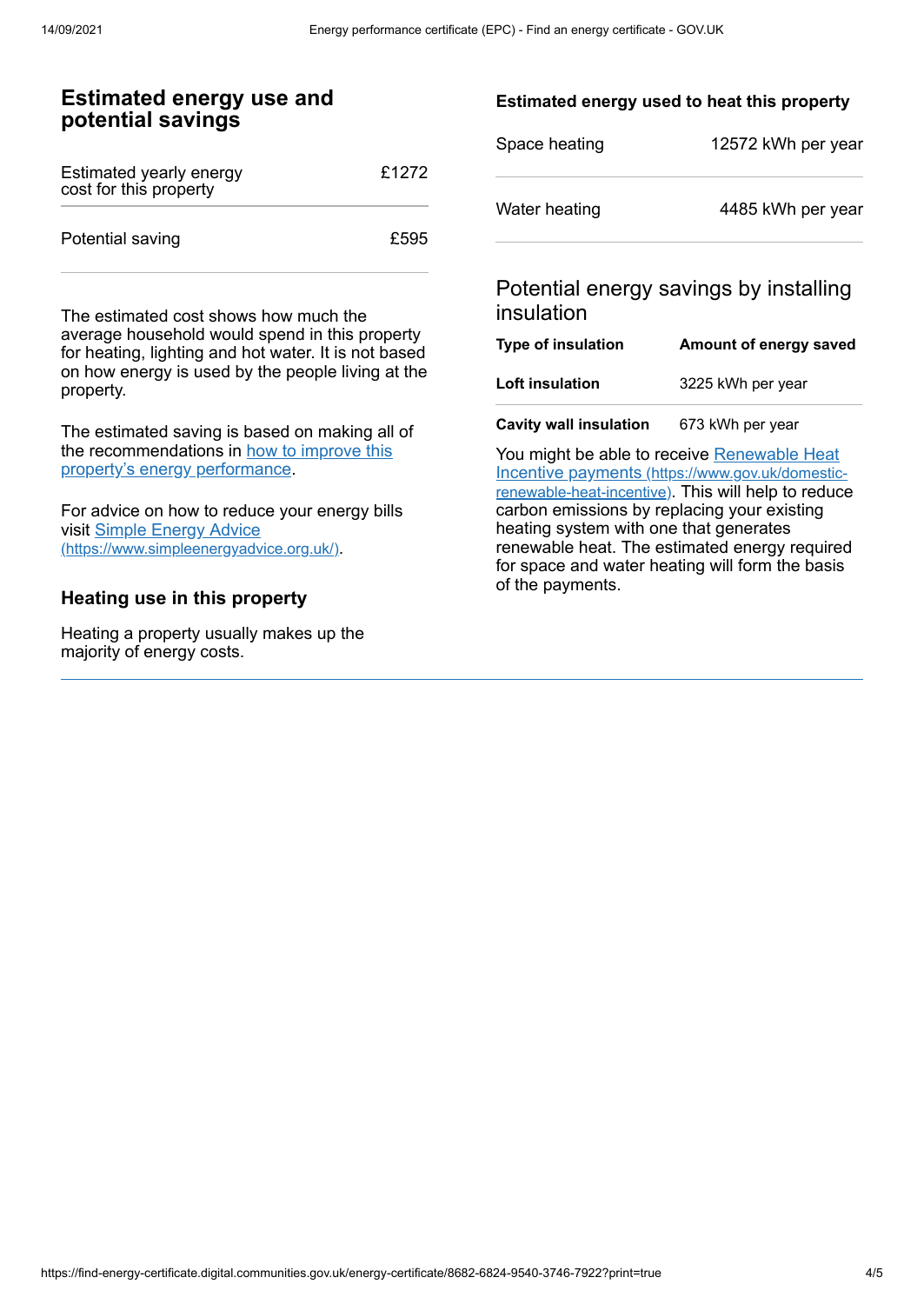## Estimated energy use and potential savings

| Estimated yearly energy cost for this property | £1272 |
| --- | --- |
| Potential saving | £595 |

The estimated cost shows how much the average household would spend in this property for heating, lighting and hot water. It is not based on how energy is used by the people living at the property.

The estimated saving is based on making all of the recommendations in [how to improve this property's energy performance](#).

For advice on how to reduce your energy bills visit [Simple Energy Advice (https://www.simpleenergyadvice.org.uk/)](https://www.simpleenergyadvice.org.uk/).

### Heating use in this property

Heating a property usually makes up the majority of energy costs.

#### Estimated energy used to heat this property

| Space heating | 12572 kWh per year |
| --- | --- |
| Water heating | 4485 kWh per year |

### Potential energy savings by installing insulation

| Type of insulation | Amount of energy saved |
| --- | --- |
| **Loft insulation** | 3225 kWh per year |
| **Cavity wall insulation** | 673 kWh per year |

You might be able to receive [Renewable Heat Incentive payments (https://www.gov.uk/domestic-renewable-heat-incentive)](https://www.gov.uk/domestic-renewable-heat-incentive). This will help to reduce carbon emissions by replacing your existing heating system with one that generates renewable heat. The estimated energy required for space and water heating will form the basis of the payments.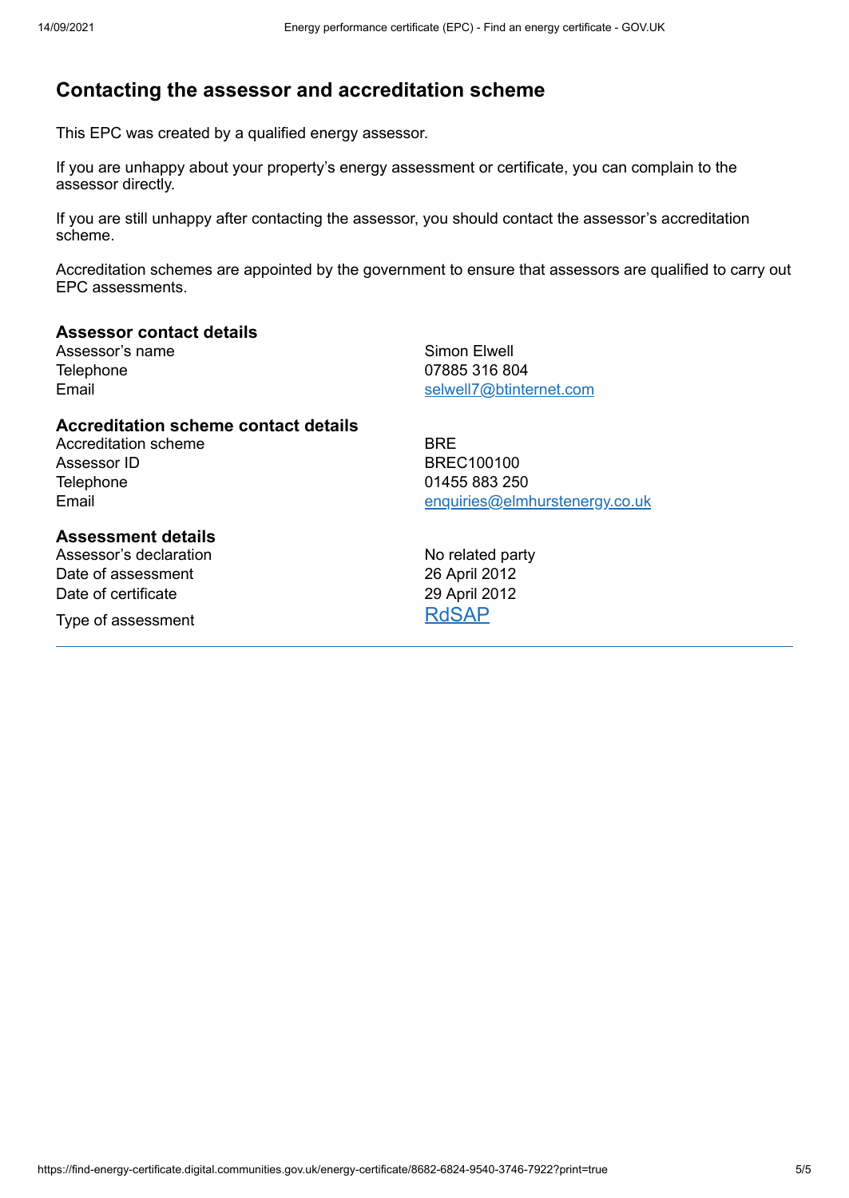## Contacting the assessor and accreditation scheme

This EPC was created by a qualified energy assessor.

If you are unhappy about your property's energy assessment or certificate, you can complain to the assessor directly.

If you are still unhappy after contacting the assessor, you should contact the assessor's accreditation scheme.

Accreditation schemes are appointed by the government to ensure that assessors are qualified to carry out EPC assessments.

### Assessor contact details

| | |
|---|---|
| Assessor's name | Simon Elwell |
| Telephone | 07885 316 804 |
| Email | selwell7@btinternet.com |

### Accreditation scheme contact details

| | |
|---|---|
| Accreditation scheme | BRE |
| Assessor ID | BREC100100 |
| Telephone | 01455 883 250 |
| Email | enquiries@elmhurstenergy.co.uk |

### Assessment details

| | |
|---|---|
| Assessor's declaration | No related party |
| Date of assessment | 26 April 2012 |
| Date of certificate | 29 April 2012 |
| Type of assessment | RdSAP |